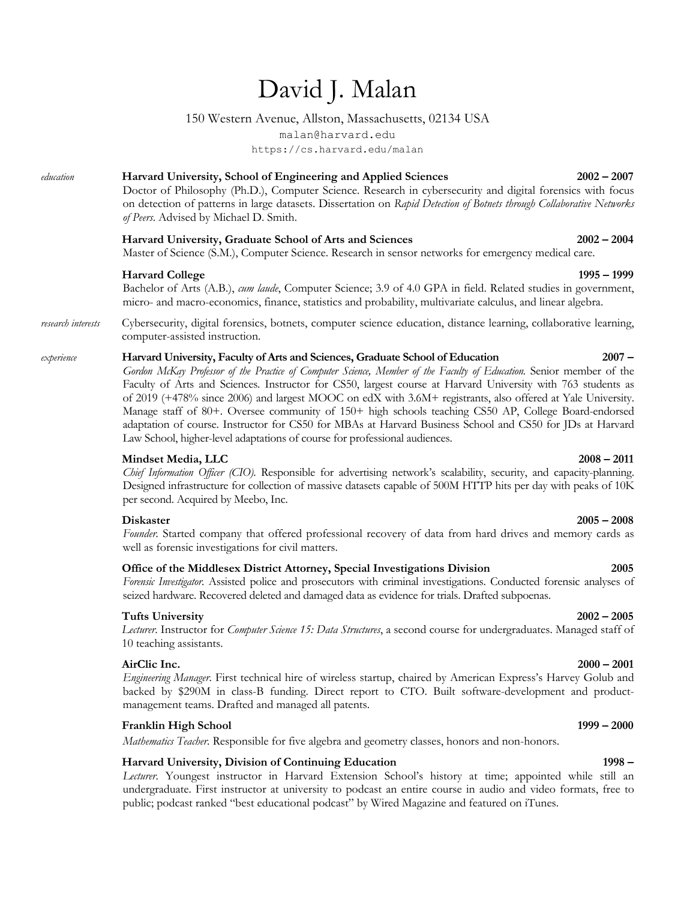# David J. Malan

150 Western Avenue, Allston, Massachusetts, 02134 USA
malan@harvard.edu
https://cs.harvard.edu/malan

## education

**Harvard University, School of Engineering and Applied Sciences** **2002 – 2007**
Doctor of Philosophy (Ph.D.), Computer Science. Research in cybersecurity and digital forensics with focus on detection of patterns in large datasets. Dissertation on *Rapid Detection of Botnets through Collaborative Networks of Peers*. Advised by Michael D. Smith.

**Harvard University, Graduate School of Arts and Sciences** **2002 – 2004**
Master of Science (S.M.), Computer Science. Research in sensor networks for emergency medical care.

**Harvard College** **1995 – 1999**
Bachelor of Arts (A.B.), *cum laude*, Computer Science; 3.9 of 4.0 GPA in field. Related studies in government, micro- and macro-economics, finance, statistics and probability, multivariate calculus, and linear algebra.

## research interests

Cybersecurity, digital forensics, botnets, computer science education, distance learning, collaborative learning, computer-assisted instruction.

## experience

**Harvard University, Faculty of Arts and Sciences, Graduate School of Education** **2007 –**
*Gordon McKay Professor of the Practice of Computer Science, Member of the Faculty of Education.* Senior member of the Faculty of Arts and Sciences. Instructor for CS50, largest course at Harvard University with 763 students as of 2019 (+478% since 2006) and largest MOOC on edX with 3.6M+ registrants, also offered at Yale University. Manage staff of 80+. Oversee community of 150+ high schools teaching CS50 AP, College Board-endorsed adaptation of course. Instructor for CS50 for MBAs at Harvard Business School and CS50 for JDs at Harvard Law School, higher-level adaptations of course for professional audiences.

**Mindset Media, LLC** **2008 – 2011**
*Chief Information Officer (CIO).* Responsible for advertising network's scalability, security, and capacity-planning. Designed infrastructure for collection of massive datasets capable of 500M HTTP hits per day with peaks of 10K per second. Acquired by Meebo, Inc.

**Diskaster** **2005 – 2008**
*Founder.* Started company that offered professional recovery of data from hard drives and memory cards as well as forensic investigations for civil matters.

**Office of the Middlesex District Attorney, Special Investigations Division** **2005**
*Forensic Investigator.* Assisted police and prosecutors with criminal investigations. Conducted forensic analyses of seized hardware. Recovered deleted and damaged data as evidence for trials. Drafted subpoenas.

**Tufts University** **2002 – 2005**
*Lecturer.* Instructor for *Computer Science 15: Data Structures*, a second course for undergraduates. Managed staff of 10 teaching assistants.

**AirClic Inc.** **2000 – 2001**
*Engineering Manager.* First technical hire of wireless startup, chaired by American Express's Harvey Golub and backed by $290M in class-B funding. Direct report to CTO. Built software-development and product-management teams. Drafted and managed all patents.

**Franklin High School** **1999 – 2000**
*Mathematics Teacher.* Responsible for five algebra and geometry classes, honors and non-honors.

**Harvard University, Division of Continuing Education** **1998 –**
*Lecturer.* Youngest instructor in Harvard Extension School's history at time; appointed while still an undergraduate. First instructor at university to podcast an entire course in audio and video formats, free to public; podcast ranked "best educational podcast" by Wired Magazine and featured on iTunes.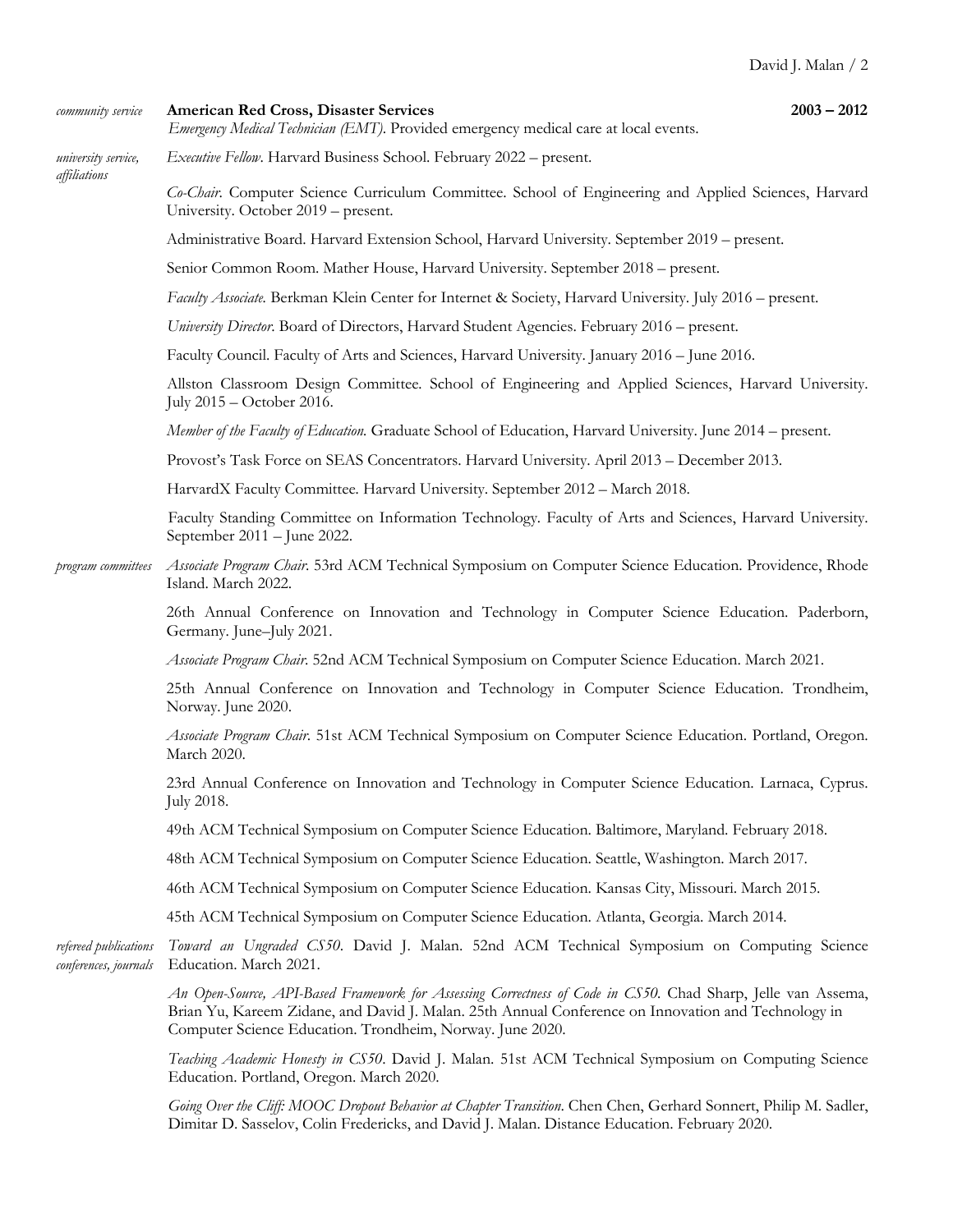*community service*

**American Red Cross, Disaster Services** **2003 – 2012**
*Emergency Medical Technician (EMT).* Provided emergency medical care at local events.

*university service, affiliations*

*Executive Fellow*. Harvard Business School. February 2022 – present.

*Co-Chair*. Computer Science Curriculum Committee. School of Engineering and Applied Sciences, Harvard University. October 2019 – present.

Administrative Board. Harvard Extension School, Harvard University. September 2019 – present.

Senior Common Room. Mather House, Harvard University. September 2018 – present.

*Faculty Associate.* Berkman Klein Center for Internet & Society, Harvard University. July 2016 – present.

*University Director*. Board of Directors, Harvard Student Agencies. February 2016 – present.

Faculty Council. Faculty of Arts and Sciences, Harvard University. January 2016 – June 2016.

Allston Classroom Design Committee. School of Engineering and Applied Sciences, Harvard University. July 2015 – October 2016.

*Member of the Faculty of Education.* Graduate School of Education, Harvard University. June 2014 – present.

Provost's Task Force on SEAS Concentrators. Harvard University. April 2013 – December 2013.

HarvardX Faculty Committee. Harvard University. September 2012 – March 2018.

Faculty Standing Committee on Information Technology. Faculty of Arts and Sciences, Harvard University. September 2011 – June 2022.

*program committees*

*Associate Program Chair*. 53rd ACM Technical Symposium on Computer Science Education. Providence, Rhode Island. March 2022.

26th Annual Conference on Innovation and Technology in Computer Science Education. Paderborn, Germany. June–July 2021.

*Associate Program Chair*. 52nd ACM Technical Symposium on Computer Science Education. March 2021.

25th Annual Conference on Innovation and Technology in Computer Science Education. Trondheim, Norway. June 2020.

*Associate Program Chair*. 51st ACM Technical Symposium on Computer Science Education. Portland, Oregon. March 2020.

23rd Annual Conference on Innovation and Technology in Computer Science Education. Larnaca, Cyprus. July 2018.

49th ACM Technical Symposium on Computer Science Education. Baltimore, Maryland. February 2018.

48th ACM Technical Symposium on Computer Science Education. Seattle, Washington. March 2017.

46th ACM Technical Symposium on Computer Science Education. Kansas City, Missouri. March 2015.

45th ACM Technical Symposium on Computer Science Education. Atlanta, Georgia. March 2014.

*refereed publications conferences, journals*

*Toward an Ungraded CS50*. David J. Malan. 52nd ACM Technical Symposium on Computing Science Education. March 2021.

*An Open-Source, API-Based Framework for Assessing Correctness of Code in CS50.* Chad Sharp, Jelle van Assema, Brian Yu, Kareem Zidane, and David J. Malan. 25th Annual Conference on Innovation and Technology in Computer Science Education. Trondheim, Norway. June 2020.

*Teaching Academic Honesty in CS50*. David J. Malan. 51st ACM Technical Symposium on Computing Science Education. Portland, Oregon. March 2020.

*Going Over the Cliff: MOOC Dropout Behavior at Chapter Transition*. Chen Chen, Gerhard Sonnert, Philip M. Sadler, Dimitar D. Sasselov, Colin Fredericks, and David J. Malan. Distance Education. February 2020.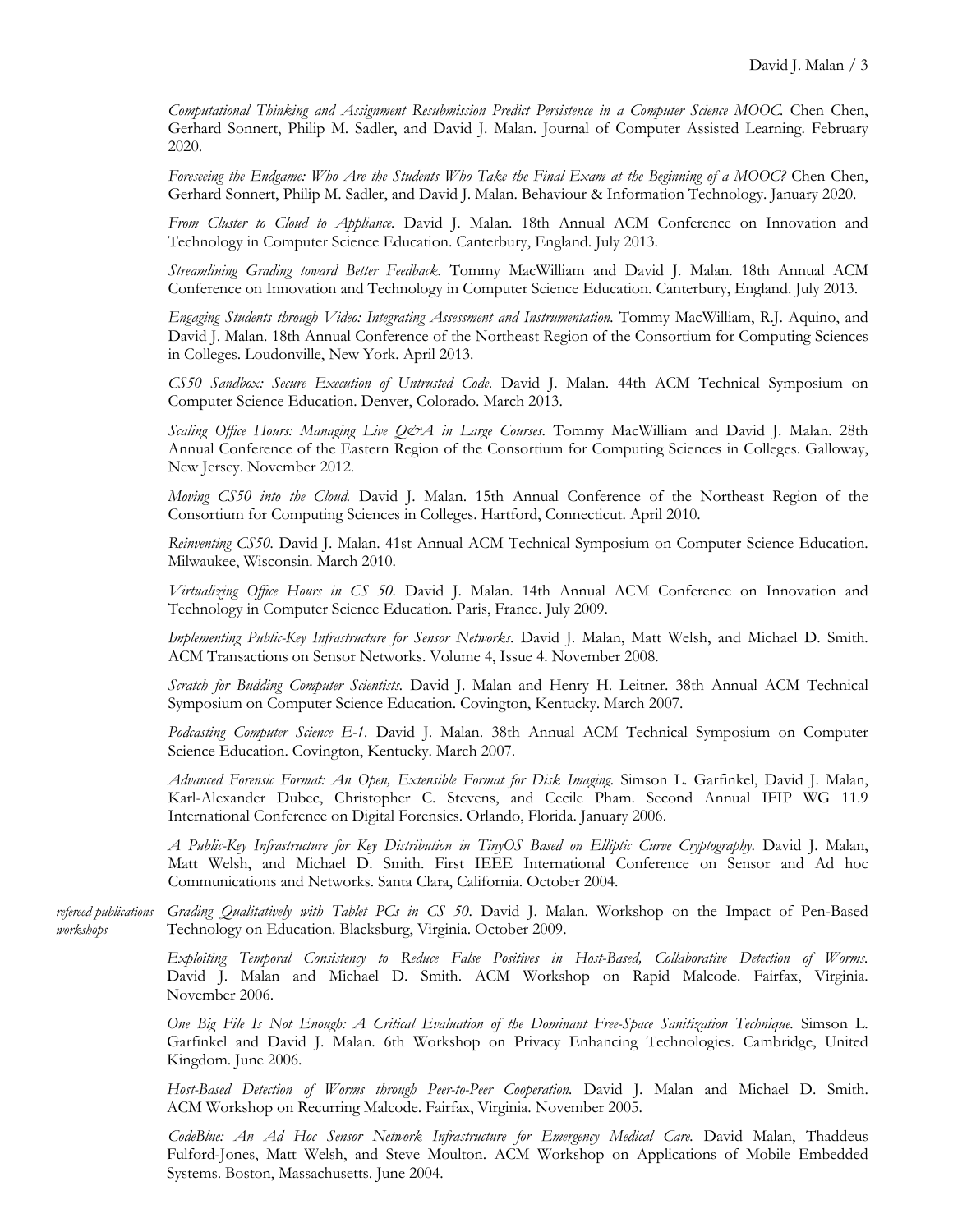*Computational Thinking and Assignment Resubmission Predict Persistence in a Computer Science MOOC.* Chen Chen, Gerhard Sonnert, Philip M. Sadler, and David J. Malan. Journal of Computer Assisted Learning. February 2020.

*Foreseeing the Endgame: Who Are the Students Who Take the Final Exam at the Beginning of a MOOC?* Chen Chen, Gerhard Sonnert, Philip M. Sadler, and David J. Malan. Behaviour & Information Technology. January 2020.

*From Cluster to Cloud to Appliance.* David J. Malan. 18th Annual ACM Conference on Innovation and Technology in Computer Science Education. Canterbury, England. July 2013.

*Streamlining Grading toward Better Feedback.* Tommy MacWilliam and David J. Malan. 18th Annual ACM Conference on Innovation and Technology in Computer Science Education. Canterbury, England. July 2013.

*Engaging Students through Video: Integrating Assessment and Instrumentation.* Tommy MacWilliam, R.J. Aquino, and David J. Malan. 18th Annual Conference of the Northeast Region of the Consortium for Computing Sciences in Colleges. Loudonville, New York. April 2013.

*CS50 Sandbox: Secure Execution of Untrusted Code.* David J. Malan. 44th ACM Technical Symposium on Computer Science Education. Denver, Colorado. March 2013.

*Scaling Office Hours: Managing Live Q&A in Large Courses.* Tommy MacWilliam and David J. Malan. 28th Annual Conference of the Eastern Region of the Consortium for Computing Sciences in Colleges. Galloway, New Jersey. November 2012.

*Moving CS50 into the Cloud.* David J. Malan. 15th Annual Conference of the Northeast Region of the Consortium for Computing Sciences in Colleges. Hartford, Connecticut. April 2010.

*Reinventing CS50.* David J. Malan. 41st Annual ACM Technical Symposium on Computer Science Education. Milwaukee, Wisconsin. March 2010.

*Virtualizing Office Hours in CS 50.* David J. Malan. 14th Annual ACM Conference on Innovation and Technology in Computer Science Education. Paris, France. July 2009.

*Implementing Public-Key Infrastructure for Sensor Networks.* David J. Malan, Matt Welsh, and Michael D. Smith. ACM Transactions on Sensor Networks. Volume 4, Issue 4. November 2008.

*Scratch for Budding Computer Scientists.* David J. Malan and Henry H. Leitner. 38th Annual ACM Technical Symposium on Computer Science Education. Covington, Kentucky. March 2007.

*Podcasting Computer Science E-1.* David J. Malan. 38th Annual ACM Technical Symposium on Computer Science Education. Covington, Kentucky. March 2007.

*Advanced Forensic Format: An Open, Extensible Format for Disk Imaging.* Simson L. Garfinkel, David J. Malan, Karl-Alexander Dubec, Christopher C. Stevens, and Cecile Pham. Second Annual IFIP WG 11.9 International Conference on Digital Forensics. Orlando, Florida. January 2006.

*A Public-Key Infrastructure for Key Distribution in TinyOS Based on Elliptic Curve Cryptography.* David J. Malan, Matt Welsh, and Michael D. Smith. First IEEE International Conference on Sensor and Ad hoc Communications and Networks. Santa Clara, California. October 2004.

*refereed publications workshops*

*Grading Qualitatively with Tablet PCs in CS 50.* David J. Malan. Workshop on the Impact of Pen-Based Technology on Education. Blacksburg, Virginia. October 2009.

*Exploiting Temporal Consistency to Reduce False Positives in Host-Based, Collaborative Detection of Worms.* David J. Malan and Michael D. Smith. ACM Workshop on Rapid Malcode. Fairfax, Virginia. November 2006.

*One Big File Is Not Enough: A Critical Evaluation of the Dominant Free-Space Sanitization Technique.* Simson L. Garfinkel and David J. Malan. 6th Workshop on Privacy Enhancing Technologies. Cambridge, United Kingdom. June 2006.

*Host-Based Detection of Worms through Peer-to-Peer Cooperation.* David J. Malan and Michael D. Smith. ACM Workshop on Recurring Malcode. Fairfax, Virginia. November 2005.

*CodeBlue: An Ad Hoc Sensor Network Infrastructure for Emergency Medical Care.* David Malan, Thaddeus Fulford-Jones, Matt Welsh, and Steve Moulton. ACM Workshop on Applications of Mobile Embedded Systems. Boston, Massachusetts. June 2004.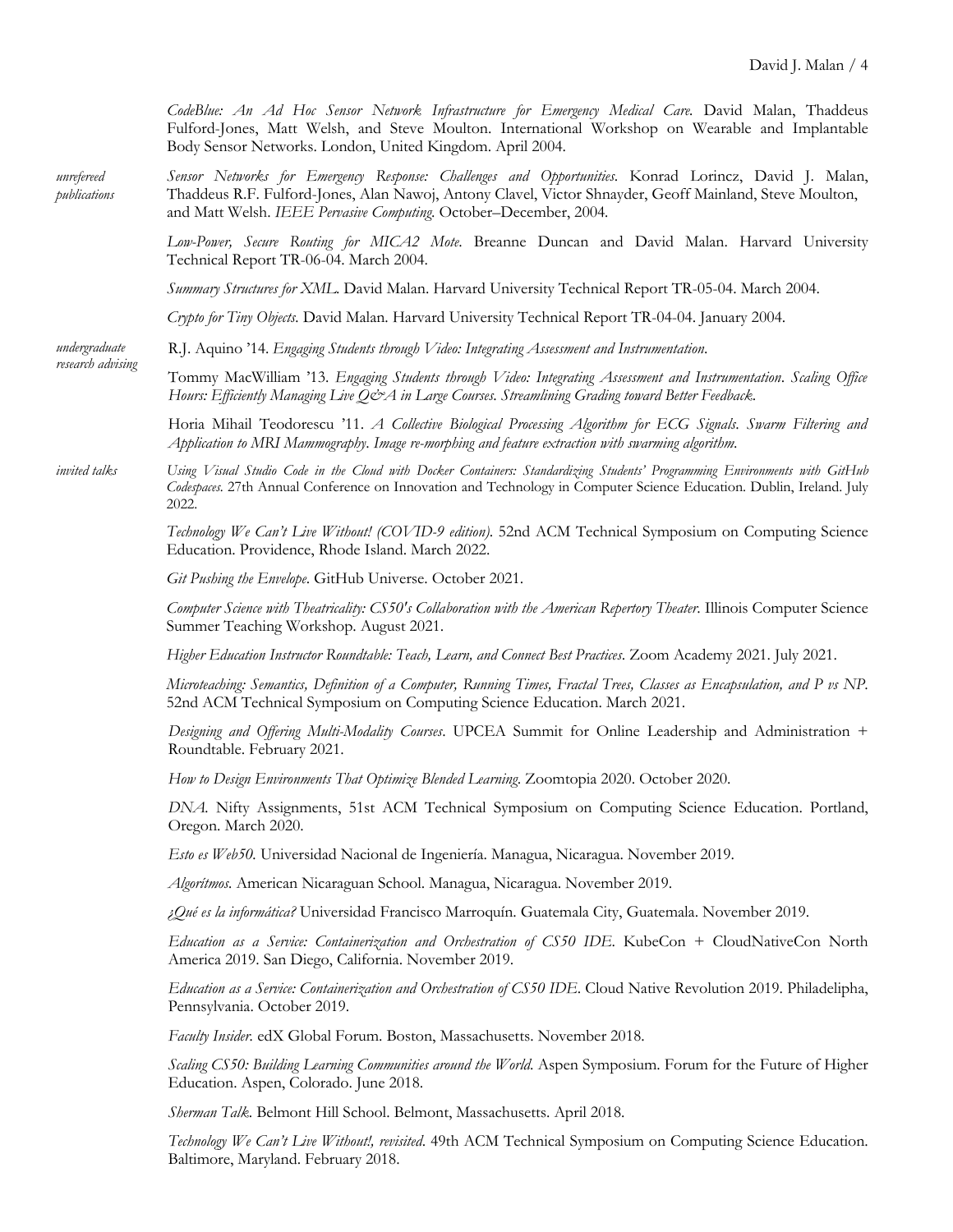*CodeBlue: An Ad Hoc Sensor Network Infrastructure for Emergency Medical Care.* David Malan, Thaddeus Fulford-Jones, Matt Welsh, and Steve Moulton. International Workshop on Wearable and Implantable Body Sensor Networks. London, United Kingdom. April 2004.

*unrefereed publications*

*Sensor Networks for Emergency Response: Challenges and Opportunities.* Konrad Lorincz, David J. Malan, Thaddeus R.F. Fulford-Jones, Alan Nawoj, Antony Clavel, Victor Shnayder, Geoff Mainland, Steve Moulton, and Matt Welsh. *IEEE Pervasive Computing.* October–December, 2004.

*Low-Power, Secure Routing for MICA2 Mote.* Breanne Duncan and David Malan. Harvard University Technical Report TR-06-04. March 2004.

*Summary Structures for XML.* David Malan. Harvard University Technical Report TR-05-04. March 2004.

*Crypto for Tiny Objects.* David Malan. Harvard University Technical Report TR-04-04. January 2004.

*undergraduate research advising*

R.J. Aquino '14. *Engaging Students through Video: Integrating Assessment and Instrumentation.*

Tommy MacWilliam '13. *Engaging Students through Video: Integrating Assessment and Instrumentation. Scaling Office Hours: Efficiently Managing Live Q&A in Large Courses. Streamlining Grading toward Better Feedback.*

Horia Mihail Teodorescu '11. *A Collective Biological Processing Algorithm for ECG Signals. Swarm Filtering and Application to MRI Mammography. Image re-morphing and feature extraction with swarming algorithm.*

*invited talks*

*Using Visual Studio Code in the Cloud with Docker Containers: Standardizing Students' Programming Environments with GitHub Codespaces.* 27th Annual Conference on Innovation and Technology in Computer Science Education. Dublin, Ireland. July 2022.

*Technology We Can't Live Without! (COVID-9 edition).* 52nd ACM Technical Symposium on Computing Science Education. Providence, Rhode Island. March 2022.

*Git Pushing the Envelope.* GitHub Universe. October 2021.

*Computer Science with Theatricality: CS50's Collaboration with the American Repertory Theater.* Illinois Computer Science Summer Teaching Workshop. August 2021.

*Higher Education Instructor Roundtable: Teach, Learn, and Connect Best Practices.* Zoom Academy 2021. July 2021.

*Microteaching: Semantics, Definition of a Computer, Running Times, Fractal Trees, Classes as Encapsulation, and P vs NP.* 52nd ACM Technical Symposium on Computing Science Education. March 2021.

*Designing and Offering Multi-Modality Courses.* UPCEA Summit for Online Leadership and Administration + Roundtable. February 2021.

*How to Design Environments That Optimize Blended Learning.* Zoomtopia 2020. October 2020.

*DNA.* Nifty Assignments, 51st ACM Technical Symposium on Computing Science Education. Portland, Oregon. March 2020.

*Esto es Web50.* Universidad Nacional de Ingeniería. Managua, Nicaragua. November 2019.

*Algorítmos.* American Nicaraguan School. Managua, Nicaragua. November 2019.

*¿Qué es la informática?* Universidad Francisco Marroquín. Guatemala City, Guatemala. November 2019.

*Education as a Service: Containerization and Orchestration of CS50 IDE.* KubeCon + CloudNativeCon North America 2019. San Diego, California. November 2019.

*Education as a Service: Containerization and Orchestration of CS50 IDE.* Cloud Native Revolution 2019. Philadelipha, Pennsylvania. October 2019.

*Faculty Insider.* edX Global Forum. Boston, Massachusetts. November 2018.

*Scaling CS50: Building Learning Communities around the World.* Aspen Symposium. Forum for the Future of Higher Education. Aspen, Colorado. June 2018.

*Sherman Talk.* Belmont Hill School. Belmont, Massachusetts. April 2018.

*Technology We Can't Live Without!, revisited.* 49th ACM Technical Symposium on Computing Science Education. Baltimore, Maryland. February 2018.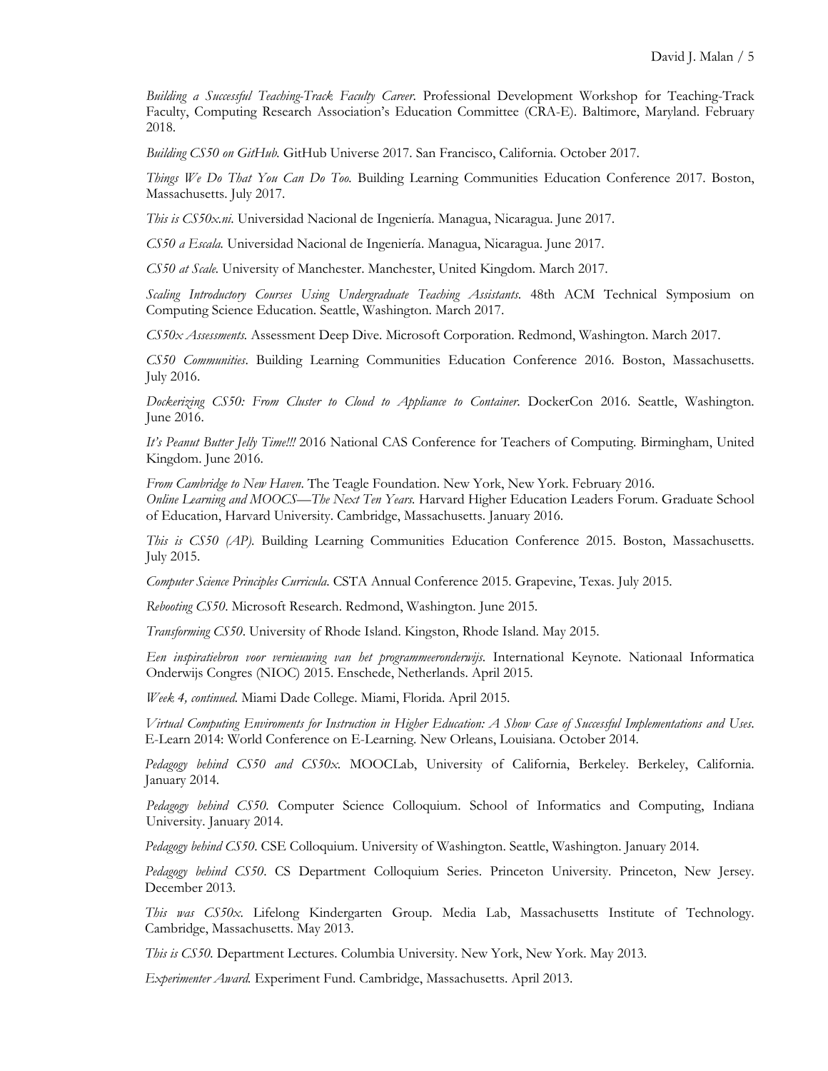*Building a Successful Teaching-Track Faculty Career*. Professional Development Workshop for Teaching-Track Faculty, Computing Research Association's Education Committee (CRA-E). Baltimore, Maryland. February 2018.

*Building CS50 on GitHub*. GitHub Universe 2017. San Francisco, California. October 2017.

*Things We Do That You Can Do Too*. Building Learning Communities Education Conference 2017. Boston, Massachusetts. July 2017.

*This is CS50x.ni*. Universidad Nacional de Ingeniería. Managua, Nicaragua. June 2017.

*CS50 a Escala*. Universidad Nacional de Ingeniería. Managua, Nicaragua. June 2017.

*CS50 at Scale*. University of Manchester. Manchester, United Kingdom. March 2017.

*Scaling Introductory Courses Using Undergraduate Teaching Assistants*. 48th ACM Technical Symposium on Computing Science Education. Seattle, Washington. March 2017.

*CS50x Assessments*. Assessment Deep Dive. Microsoft Corporation. Redmond, Washington. March 2017.

*CS50 Communities*. Building Learning Communities Education Conference 2016. Boston, Massachusetts. July 2016.

*Dockerizing CS50: From Cluster to Cloud to Appliance to Container*. DockerCon 2016. Seattle, Washington. June 2016.

*It's Peanut Butter Jelly Time!!!* 2016 National CAS Conference for Teachers of Computing. Birmingham, United Kingdom. June 2016.

*From Cambridge to New Haven*. The Teagle Foundation. New York, New York. February 2016.

*Online Learning and MOOCS—The Next Ten Years*. Harvard Higher Education Leaders Forum. Graduate School of Education, Harvard University. Cambridge, Massachusetts. January 2016.

*This is CS50 (AP)*. Building Learning Communities Education Conference 2015. Boston, Massachusetts. July 2015.

*Computer Science Principles Curricula*. CSTA Annual Conference 2015. Grapevine, Texas. July 2015.

*Rebooting CS50*. Microsoft Research. Redmond, Washington. June 2015.

*Transforming CS50*. University of Rhode Island. Kingston, Rhode Island. May 2015.

*Een inspiratiebron voor vernieuwing van het programmeeronderwijs*. International Keynote. Nationaal Informatica Onderwijs Congres (NIOC) 2015. Enschede, Netherlands. April 2015.

*Week 4, continued*. Miami Dade College. Miami, Florida. April 2015.

*Virtual Computing Enviroments for Instruction in Higher Education: A Show Case of Successful Implementations and Uses*. E-Learn 2014: World Conference on E-Learning. New Orleans, Louisiana. October 2014.

*Pedagogy behind CS50 and CS50x*. MOOCLab, University of California, Berkeley. Berkeley, California. January 2014.

*Pedagogy behind CS50*. Computer Science Colloquium. School of Informatics and Computing, Indiana University. January 2014.

*Pedagogy behind CS50*. CSE Colloquium. University of Washington. Seattle, Washington. January 2014.

*Pedagogy behind CS50*. CS Department Colloquium Series. Princeton University. Princeton, New Jersey. December 2013.

*This was CS50x*. Lifelong Kindergarten Group. Media Lab, Massachusetts Institute of Technology. Cambridge, Massachusetts. May 2013.

*This is CS50*. Department Lectures. Columbia University. New York, New York. May 2013.

*Experimenter Award*. Experiment Fund. Cambridge, Massachusetts. April 2013.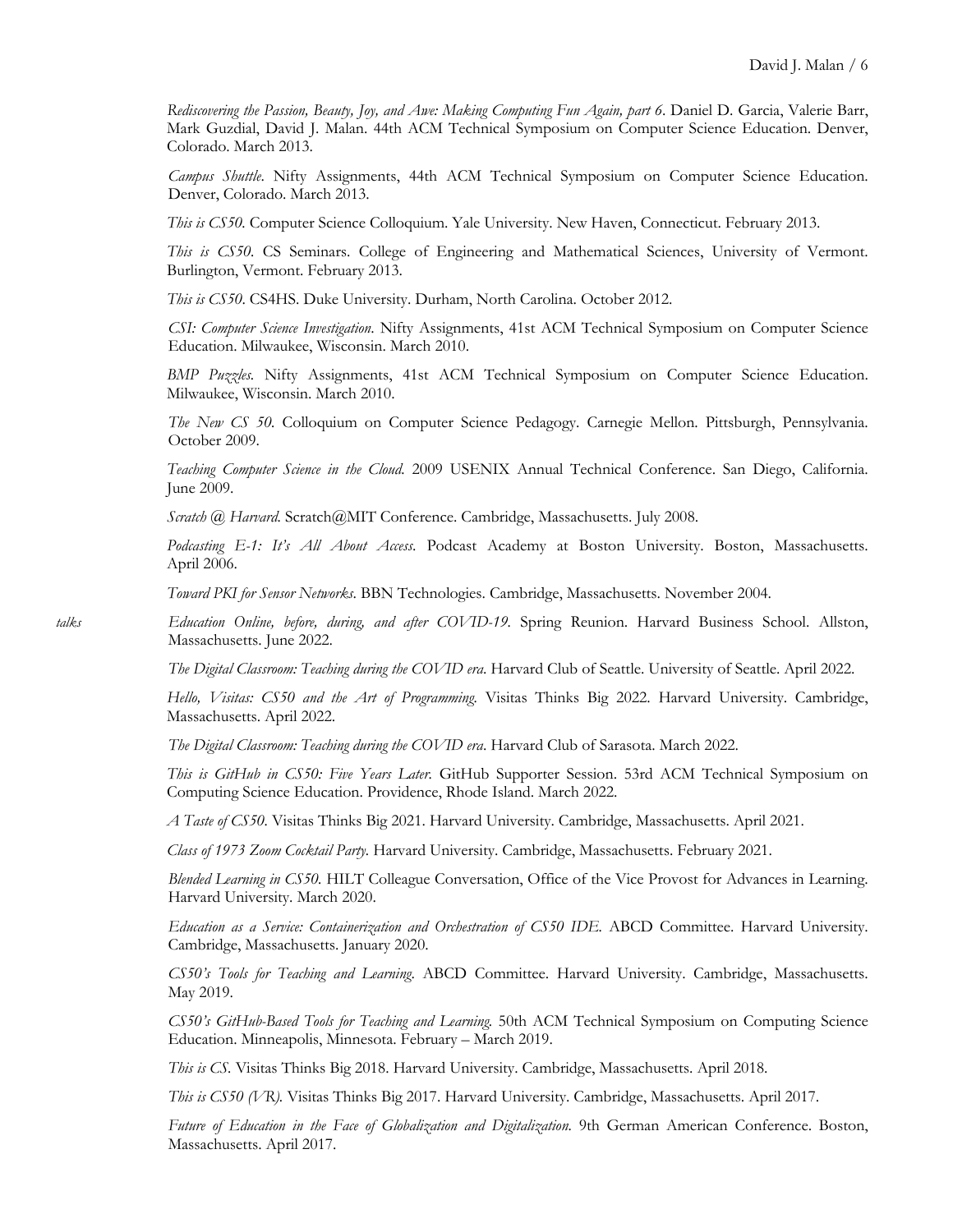*Rediscovering the Passion, Beauty, Joy, and Awe: Making Computing Fun Again, part 6*. Daniel D. Garcia, Valerie Barr, Mark Guzdial, David J. Malan. 44th ACM Technical Symposium on Computer Science Education. Denver, Colorado. March 2013.

*Campus Shuttle*. Nifty Assignments, 44th ACM Technical Symposium on Computer Science Education. Denver, Colorado. March 2013.

*This is CS50.* Computer Science Colloquium. Yale University. New Haven, Connecticut. February 2013.

*This is CS50*. CS Seminars. College of Engineering and Mathematical Sciences, University of Vermont. Burlington, Vermont. February 2013.

*This is CS50*. CS4HS. Duke University. Durham, North Carolina. October 2012.

*CSI: Computer Science Investigation.* Nifty Assignments, 41st ACM Technical Symposium on Computer Science Education. Milwaukee, Wisconsin. March 2010.

*BMP Puzzles.* Nifty Assignments, 41st ACM Technical Symposium on Computer Science Education. Milwaukee, Wisconsin. March 2010.

*The New CS 50.* Colloquium on Computer Science Pedagogy. Carnegie Mellon. Pittsburgh, Pennsylvania. October 2009.

*Teaching Computer Science in the Cloud.* 2009 USENIX Annual Technical Conference. San Diego, California. June 2009.

*Scratch @ Harvard.* Scratch@MIT Conference. Cambridge, Massachusetts. July 2008.

*Podcasting E-1: It's All About Access.* Podcast Academy at Boston University. Boston, Massachusetts. April 2006.

*Toward PKI for Sensor Networks.* BBN Technologies. Cambridge, Massachusetts. November 2004.

*talks*

*Education Online, before, during, and after COVID-19.* Spring Reunion. Harvard Business School. Allston, Massachusetts. June 2022.

*The Digital Classroom: Teaching during the COVID era.* Harvard Club of Seattle. University of Seattle. April 2022.

*Hello, Visitas: CS50 and the Art of Programming.* Visitas Thinks Big 2022. Harvard University. Cambridge, Massachusetts. April 2022.

*The Digital Classroom: Teaching during the COVID era.* Harvard Club of Sarasota. March 2022.

*This is GitHub in CS50: Five Years Later.* GitHub Supporter Session. 53rd ACM Technical Symposium on Computing Science Education. Providence, Rhode Island. March 2022.

*A Taste of CS50.* Visitas Thinks Big 2021. Harvard University. Cambridge, Massachusetts. April 2021.

*Class of 1973 Zoom Cocktail Party.* Harvard University. Cambridge, Massachusetts. February 2021.

*Blended Learning in CS50.* HILT Colleague Conversation, Office of the Vice Provost for Advances in Learning. Harvard University. March 2020.

*Education as a Service: Containerization and Orchestration of CS50 IDE.* ABCD Committee. Harvard University. Cambridge, Massachusetts. January 2020.

*CS50's Tools for Teaching and Learning.* ABCD Committee. Harvard University. Cambridge, Massachusetts. May 2019.

*CS50's GitHub-Based Tools for Teaching and Learning.* 50th ACM Technical Symposium on Computing Science Education. Minneapolis, Minnesota. February – March 2019.

*This is CS.* Visitas Thinks Big 2018. Harvard University. Cambridge, Massachusetts. April 2018.

*This is CS50 (VR).* Visitas Thinks Big 2017. Harvard University. Cambridge, Massachusetts. April 2017.

*Future of Education in the Face of Globalization and Digitalization.* 9th German American Conference. Boston, Massachusetts. April 2017.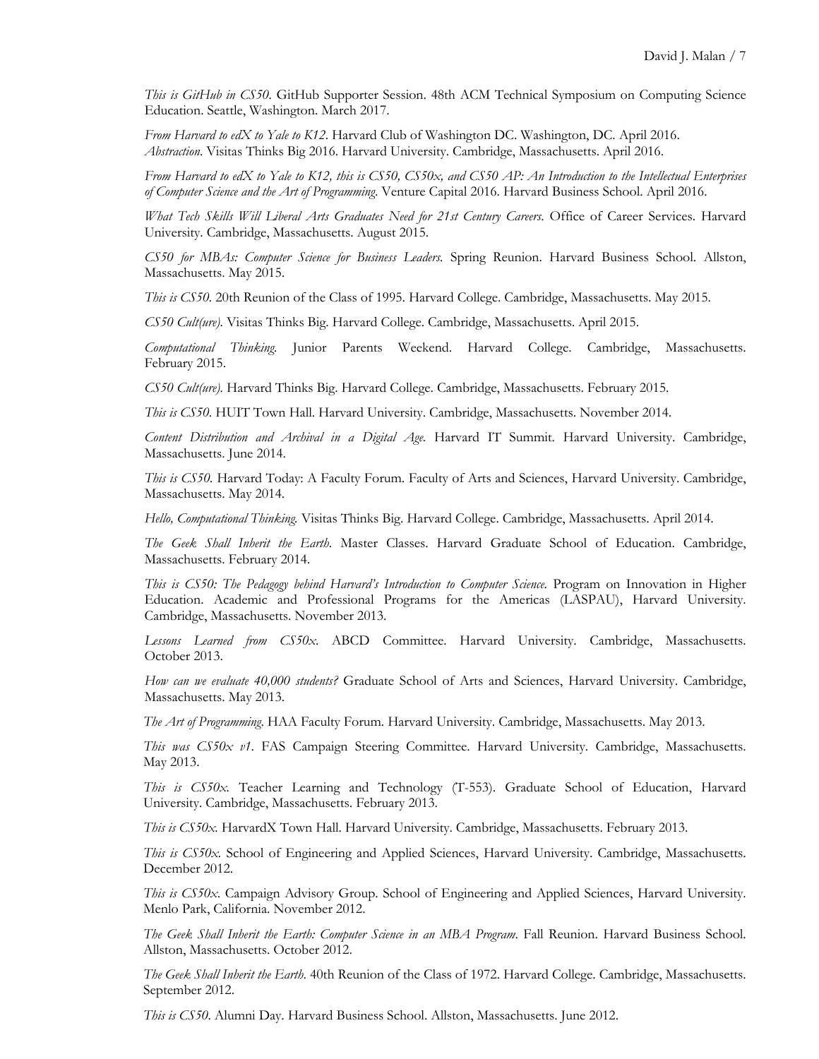*This is GitHub in CS50.* GitHub Supporter Session. 48th ACM Technical Symposium on Computing Science Education. Seattle, Washington. March 2017.

*From Harvard to edX to Yale to K12.* Harvard Club of Washington DC. Washington, DC. April 2016.
*Abstraction.* Visitas Thinks Big 2016. Harvard University. Cambridge, Massachusetts. April 2016.

*From Harvard to edX to Yale to K12, this is CS50, CS50x, and CS50 AP: An Introduction to the Intellectual Enterprises of Computer Science and the Art of Programming.* Venture Capital 2016. Harvard Business School. April 2016.

*What Tech Skills Will Liberal Arts Graduates Need for 21st Century Careers.* Office of Career Services. Harvard University. Cambridge, Massachusetts. August 2015.

*CS50 for MBAs: Computer Science for Business Leaders.* Spring Reunion. Harvard Business School. Allston, Massachusetts. May 2015.

*This is CS50.* 20th Reunion of the Class of 1995. Harvard College. Cambridge, Massachusetts. May 2015.

*CS50 Cult(ure).* Visitas Thinks Big. Harvard College. Cambridge, Massachusetts. April 2015.

*Computational Thinking.* Junior Parents Weekend. Harvard College. Cambridge, Massachusetts. February 2015.

*CS50 Cult(ure).* Harvard Thinks Big. Harvard College. Cambridge, Massachusetts. February 2015.

*This is CS50.* HUIT Town Hall. Harvard University. Cambridge, Massachusetts. November 2014.

*Content Distribution and Archival in a Digital Age.* Harvard IT Summit. Harvard University. Cambridge, Massachusetts. June 2014.

*This is CS50.* Harvard Today: A Faculty Forum. Faculty of Arts and Sciences, Harvard University. Cambridge, Massachusetts. May 2014.

*Hello, Computational Thinking.* Visitas Thinks Big. Harvard College. Cambridge, Massachusetts. April 2014.

*The Geek Shall Inherit the Earth.* Master Classes. Harvard Graduate School of Education. Cambridge, Massachusetts. February 2014.

*This is CS50: The Pedagogy behind Harvard's Introduction to Computer Science.* Program on Innovation in Higher Education. Academic and Professional Programs for the Americas (LASPAU), Harvard University. Cambridge, Massachusetts. November 2013.

*Lessons Learned from CS50x.* ABCD Committee. Harvard University. Cambridge, Massachusetts. October 2013.

*How can we evaluate 40,000 students?* Graduate School of Arts and Sciences, Harvard University. Cambridge, Massachusetts. May 2013.

*The Art of Programming.* HAA Faculty Forum. Harvard University. Cambridge, Massachusetts. May 2013.

*This was CS50x v1.* FAS Campaign Steering Committee. Harvard University. Cambridge, Massachusetts. May 2013.

*This is CS50x.* Teacher Learning and Technology (T-553). Graduate School of Education, Harvard University. Cambridge, Massachusetts. February 2013.

*This is CS50x.* HarvardX Town Hall. Harvard University. Cambridge, Massachusetts. February 2013.

*This is CS50x.* School of Engineering and Applied Sciences, Harvard University. Cambridge, Massachusetts. December 2012.

*This is CS50x.* Campaign Advisory Group. School of Engineering and Applied Sciences, Harvard University. Menlo Park, California. November 2012.

*The Geek Shall Inherit the Earth: Computer Science in an MBA Program.* Fall Reunion. Harvard Business School. Allston, Massachusetts. October 2012.

*The Geek Shall Inherit the Earth.* 40th Reunion of the Class of 1972. Harvard College. Cambridge, Massachusetts. September 2012.

*This is CS50.* Alumni Day. Harvard Business School. Allston, Massachusetts. June 2012.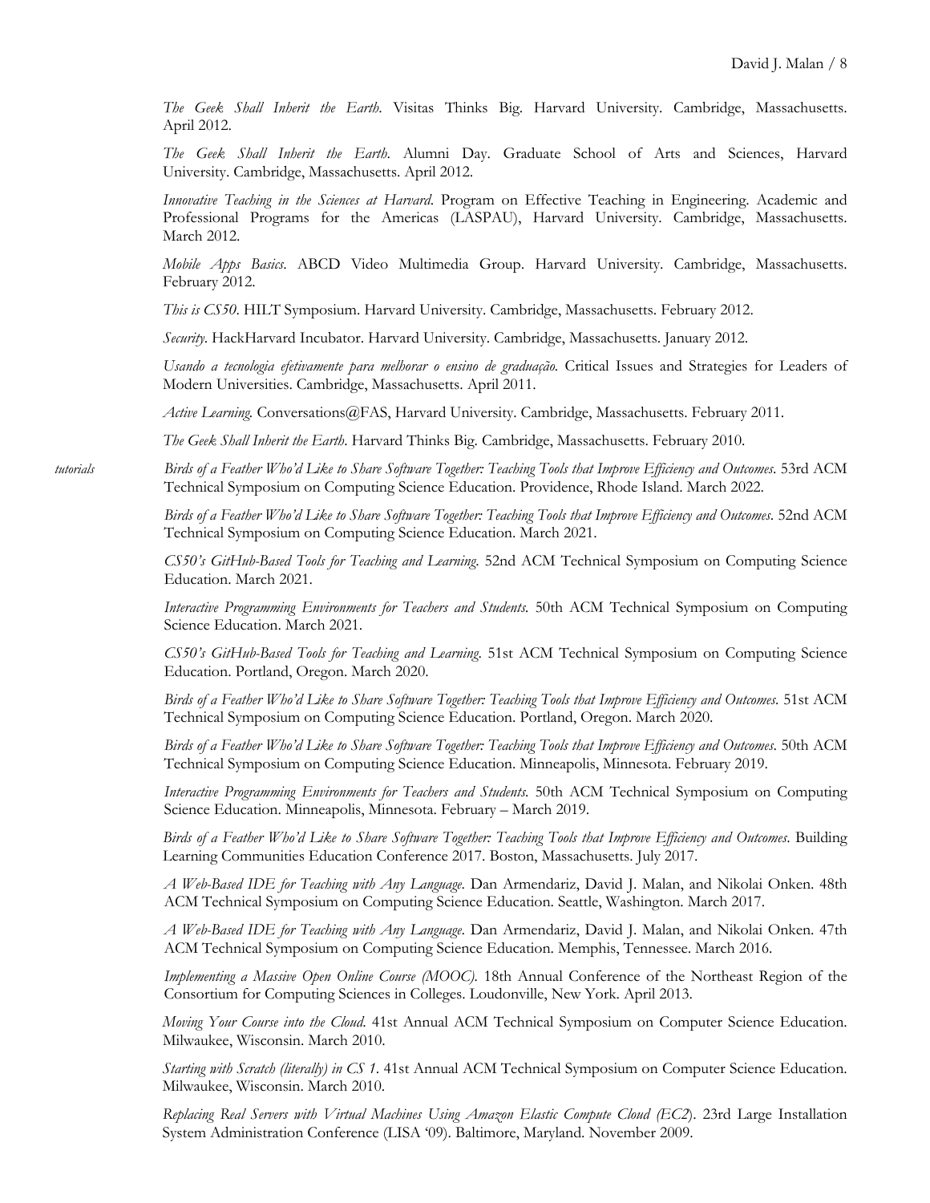*The Geek Shall Inherit the Earth*. Visitas Thinks Big. Harvard University. Cambridge, Massachusetts. April 2012.

*The Geek Shall Inherit the Earth*. Alumni Day. Graduate School of Arts and Sciences, Harvard University. Cambridge, Massachusetts. April 2012.

*Innovative Teaching in the Sciences at Harvard*. Program on Effective Teaching in Engineering. Academic and Professional Programs for the Americas (LASPAU), Harvard University. Cambridge, Massachusetts. March 2012.

*Mobile Apps Basics*. ABCD Video Multimedia Group. Harvard University. Cambridge, Massachusetts. February 2012.

*This is CS50*. HILT Symposium. Harvard University. Cambridge, Massachusetts. February 2012.

*Security*. HackHarvard Incubator. Harvard University. Cambridge, Massachusetts. January 2012.

*Usando a tecnologia efetivamente para melhorar o ensino de graduação*. Critical Issues and Strategies for Leaders of Modern Universities. Cambridge, Massachusetts. April 2011.

*Active Learning*. Conversations@FAS, Harvard University. Cambridge, Massachusetts. February 2011.

*The Geek Shall Inherit the Earth*. Harvard Thinks Big. Cambridge, Massachusetts. February 2010.

*tutorials*

*Birds of a Feather Who'd Like to Share Software Together: Teaching Tools that Improve Efficiency and Outcomes*. 53rd ACM Technical Symposium on Computing Science Education. Providence, Rhode Island. March 2022.

*Birds of a Feather Who'd Like to Share Software Together: Teaching Tools that Improve Efficiency and Outcomes*. 52nd ACM Technical Symposium on Computing Science Education. March 2021.

*CS50's GitHub-Based Tools for Teaching and Learning*. 52nd ACM Technical Symposium on Computing Science Education. March 2021.

*Interactive Programming Environments for Teachers and Students*. 50th ACM Technical Symposium on Computing Science Education. March 2021.

*CS50's GitHub-Based Tools for Teaching and Learning*. 51st ACM Technical Symposium on Computing Science Education. Portland, Oregon. March 2020.

*Birds of a Feather Who'd Like to Share Software Together: Teaching Tools that Improve Efficiency and Outcomes*. 51st ACM Technical Symposium on Computing Science Education. Portland, Oregon. March 2020.

*Birds of a Feather Who'd Like to Share Software Together: Teaching Tools that Improve Efficiency and Outcomes*. 50th ACM Technical Symposium on Computing Science Education. Minneapolis, Minnesota. February 2019.

*Interactive Programming Environments for Teachers and Students*. 50th ACM Technical Symposium on Computing Science Education. Minneapolis, Minnesota. February – March 2019.

*Birds of a Feather Who'd Like to Share Software Together: Teaching Tools that Improve Efficiency and Outcomes*. Building Learning Communities Education Conference 2017. Boston, Massachusetts. July 2017.

*A Web-Based IDE for Teaching with Any Language*. Dan Armendariz, David J. Malan, and Nikolai Onken. 48th ACM Technical Symposium on Computing Science Education. Seattle, Washington. March 2017.

*A Web-Based IDE for Teaching with Any Language*. Dan Armendariz, David J. Malan, and Nikolai Onken. 47th ACM Technical Symposium on Computing Science Education. Memphis, Tennessee. March 2016.

*Implementing a Massive Open Online Course (MOOC)*. 18th Annual Conference of the Northeast Region of the Consortium for Computing Sciences in Colleges. Loudonville, New York. April 2013.

*Moving Your Course into the Cloud*. 41st Annual ACM Technical Symposium on Computer Science Education. Milwaukee, Wisconsin. March 2010.

*Starting with Scratch (literally) in CS 1*. 41st Annual ACM Technical Symposium on Computer Science Education. Milwaukee, Wisconsin. March 2010.

*Replacing Real Servers with Virtual Machines Using Amazon Elastic Compute Cloud (EC2)*. 23rd Large Installation System Administration Conference (LISA '09). Baltimore, Maryland. November 2009.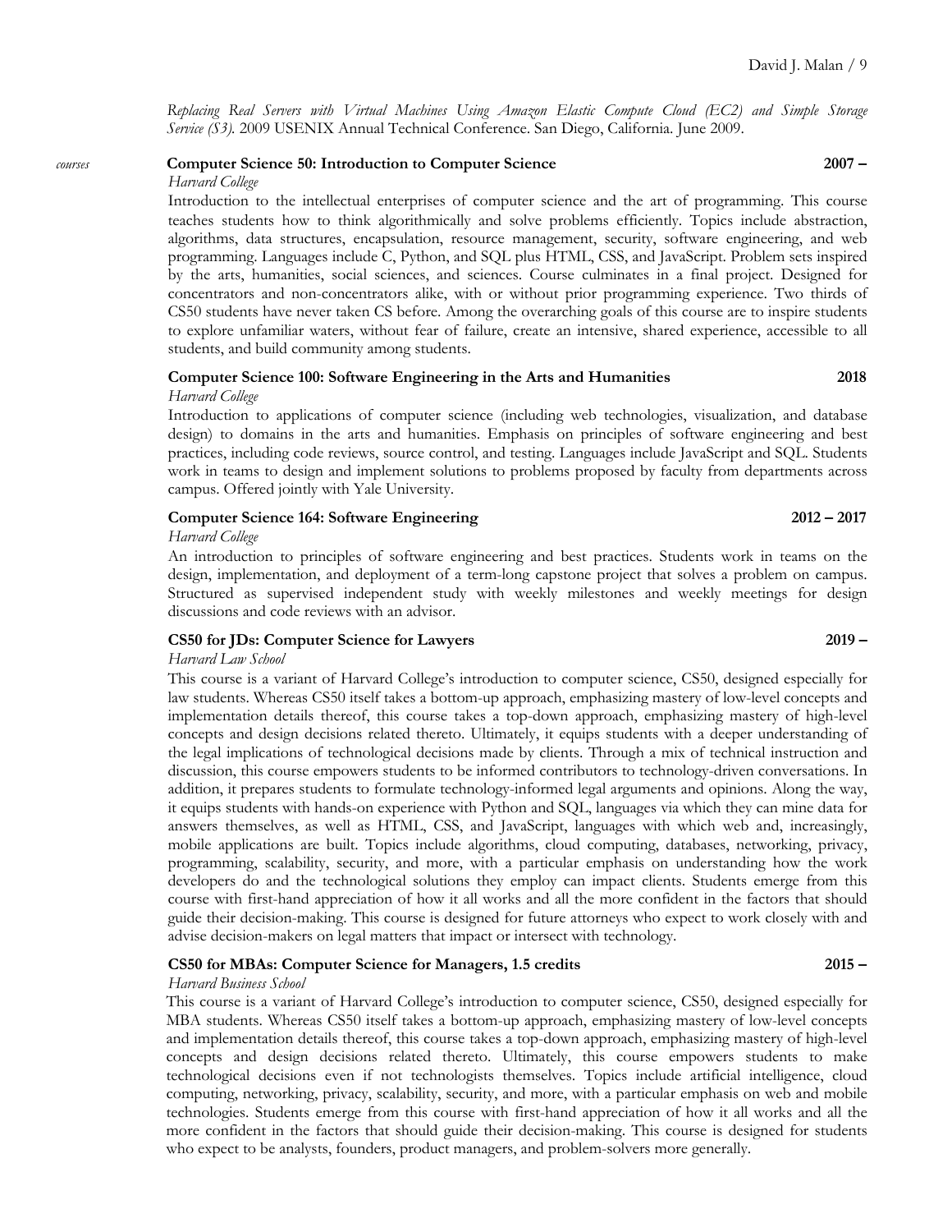*Replacing Real Servers with Virtual Machines Using Amazon Elastic Compute Cloud (EC2) and Simple Storage Service (S3).* 2009 USENIX Annual Technical Conference. San Diego, California. June 2009.

*courses*

**Computer Science 50: Introduction to Computer Science** **2007 –**
*Harvard College*
Introduction to the intellectual enterprises of computer science and the art of programming. This course teaches students how to think algorithmically and solve problems efficiently. Topics include abstraction, algorithms, data structures, encapsulation, resource management, security, software engineering, and web programming. Languages include C, Python, and SQL plus HTML, CSS, and JavaScript. Problem sets inspired by the arts, humanities, social sciences, and sciences. Course culminates in a final project. Designed for concentrators and non-concentrators alike, with or without prior programming experience. Two thirds of CS50 students have never taken CS before. Among the overarching goals of this course are to inspire students to explore unfamiliar waters, without fear of failure, create an intensive, shared experience, accessible to all students, and build community among students.

**Computer Science 100: Software Engineering in the Arts and Humanities** **2018**
*Harvard College*
Introduction to applications of computer science (including web technologies, visualization, and database design) to domains in the arts and humanities. Emphasis on principles of software engineering and best practices, including code reviews, source control, and testing. Languages include JavaScript and SQL. Students work in teams to design and implement solutions to problems proposed by faculty from departments across campus. Offered jointly with Yale University.

**Computer Science 164: Software Engineering** **2012 – 2017**
*Harvard College*
An introduction to principles of software engineering and best practices. Students work in teams on the design, implementation, and deployment of a term-long capstone project that solves a problem on campus. Structured as supervised independent study with weekly milestones and weekly meetings for design discussions and code reviews with an advisor.

**CS50 for JDs: Computer Science for Lawyers** **2019 –**
*Harvard Law School*
This course is a variant of Harvard College's introduction to computer science, CS50, designed especially for law students. Whereas CS50 itself takes a bottom-up approach, emphasizing mastery of low-level concepts and implementation details thereof, this course takes a top-down approach, emphasizing mastery of high-level concepts and design decisions related thereto. Ultimately, it equips students with a deeper understanding of the legal implications of technological decisions made by clients. Through a mix of technical instruction and discussion, this course empowers students to be informed contributors to technology-driven conversations. In addition, it prepares students to formulate technology-informed legal arguments and opinions. Along the way, it equips students with hands-on experience with Python and SQL, languages via which they can mine data for answers themselves, as well as HTML, CSS, and JavaScript, languages with which web and, increasingly, mobile applications are built. Topics include algorithms, cloud computing, databases, networking, privacy, programming, scalability, security, and more, with a particular emphasis on understanding how the work developers do and the technological solutions they employ can impact clients. Students emerge from this course with first-hand appreciation of how it all works and all the more confident in the factors that should guide their decision-making. This course is designed for future attorneys who expect to work closely with and advise decision-makers on legal matters that impact or intersect with technology.

**CS50 for MBAs: Computer Science for Managers, 1.5 credits** **2015 –**
*Harvard Business School*
This course is a variant of Harvard College's introduction to computer science, CS50, designed especially for MBA students. Whereas CS50 itself takes a bottom-up approach, emphasizing mastery of low-level concepts and implementation details thereof, this course takes a top-down approach, emphasizing mastery of high-level concepts and design decisions related thereto. Ultimately, this course empowers students to make technological decisions even if not technologists themselves. Topics include artificial intelligence, cloud computing, networking, privacy, scalability, security, and more, with a particular emphasis on web and mobile technologies. Students emerge from this course with first-hand appreciation of how it all works and all the more confident in the factors that should guide their decision-making. This course is designed for students who expect to be analysts, founders, product managers, and problem-solvers more generally.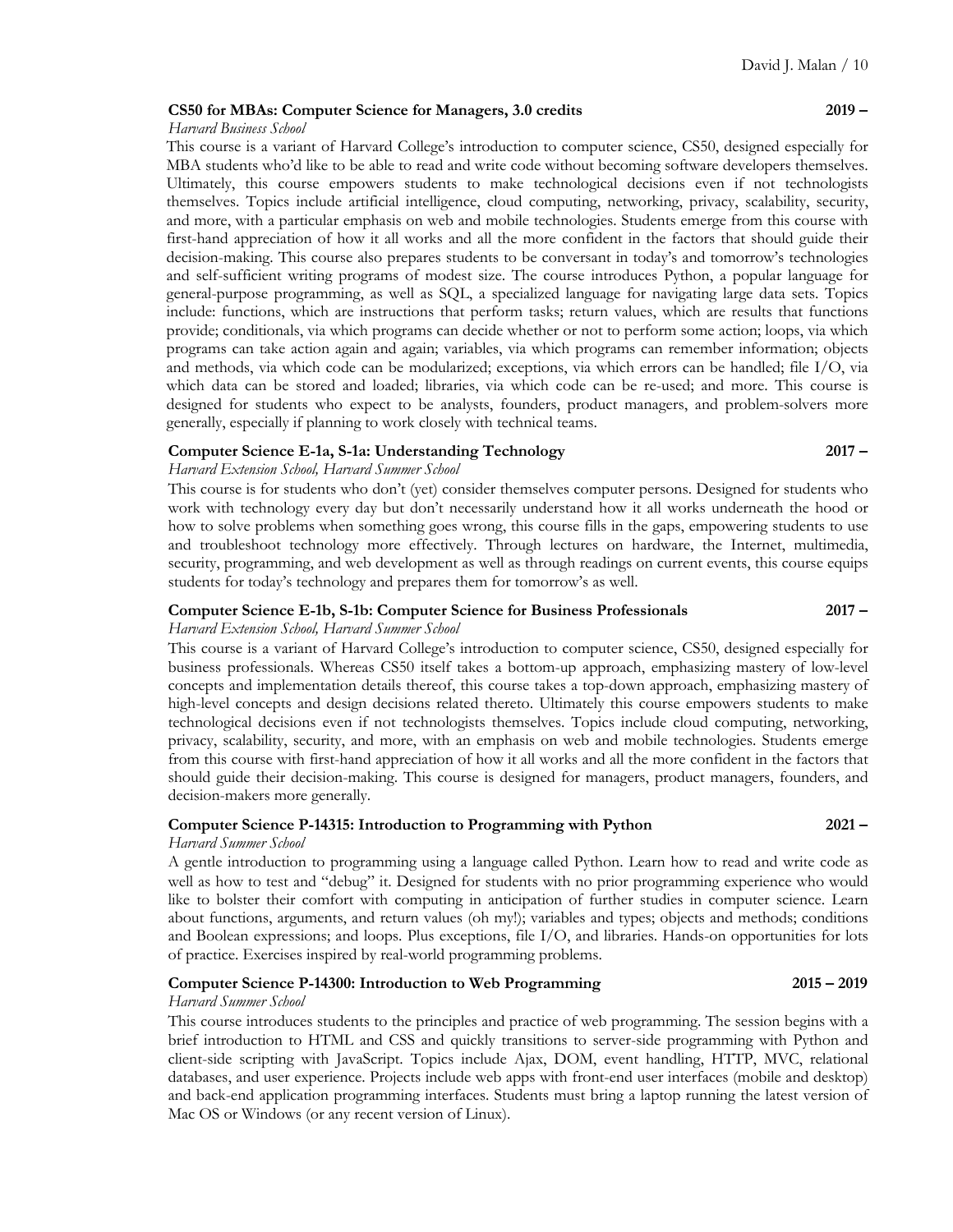**CS50 for MBAs: Computer Science for Managers, 3.0 credits** **2019 –**
*Harvard Business School*
This course is a variant of Harvard College's introduction to computer science, CS50, designed especially for MBA students who'd like to be able to read and write code without becoming software developers themselves. Ultimately, this course empowers students to make technological decisions even if not technologists themselves. Topics include artificial intelligence, cloud computing, networking, privacy, scalability, security, and more, with a particular emphasis on web and mobile technologies. Students emerge from this course with first-hand appreciation of how it all works and all the more confident in the factors that should guide their decision-making. This course also prepares students to be conversant in today's and tomorrow's technologies and self-sufficient writing programs of modest size. The course introduces Python, a popular language for general-purpose programming, as well as SQL, a specialized language for navigating large data sets. Topics include: functions, which are instructions that perform tasks; return values, which are results that functions provide; conditionals, via which programs can decide whether or not to perform some action; loops, via which programs can take action again and again; variables, via which programs can remember information; objects and methods, via which code can be modularized; exceptions, via which errors can be handled; file I/O, via which data can be stored and loaded; libraries, via which code can be re-used; and more. This course is designed for students who expect to be analysts, founders, product managers, and problem-solvers more generally, especially if planning to work closely with technical teams.

**Computer Science E-1a, S-1a: Understanding Technology** **2017 –**
*Harvard Extension School, Harvard Summer School*
This course is for students who don't (yet) consider themselves computer persons. Designed for students who work with technology every day but don't necessarily understand how it all works underneath the hood or how to solve problems when something goes wrong, this course fills in the gaps, empowering students to use and troubleshoot technology more effectively. Through lectures on hardware, the Internet, multimedia, security, programming, and web development as well as through readings on current events, this course equips students for today's technology and prepares them for tomorrow's as well.

**Computer Science E-1b, S-1b: Computer Science for Business Professionals** **2017 –**
*Harvard Extension School, Harvard Summer School*
This course is a variant of Harvard College's introduction to computer science, CS50, designed especially for business professionals. Whereas CS50 itself takes a bottom-up approach, emphasizing mastery of low-level concepts and implementation details thereof, this course takes a top-down approach, emphasizing mastery of high-level concepts and design decisions related thereto. Ultimately this course empowers students to make technological decisions even if not technologists themselves. Topics include cloud computing, networking, privacy, scalability, security, and more, with an emphasis on web and mobile technologies. Students emerge from this course with first-hand appreciation of how it all works and all the more confident in the factors that should guide their decision-making. This course is designed for managers, product managers, founders, and decision-makers more generally.

**Computer Science P-14315: Introduction to Programming with Python** **2021 –**
*Harvard Summer School*
A gentle introduction to programming using a language called Python. Learn how to read and write code as well as how to test and "debug" it. Designed for students with no prior programming experience who would like to bolster their comfort with computing in anticipation of further studies in computer science. Learn about functions, arguments, and return values (oh my!); variables and types; objects and methods; conditions and Boolean expressions; and loops. Plus exceptions, file I/O, and libraries. Hands-on opportunities for lots of practice. Exercises inspired by real-world programming problems.

**Computer Science P-14300: Introduction to Web Programming** **2015 – 2019**
*Harvard Summer School*
This course introduces students to the principles and practice of web programming. The session begins with a brief introduction to HTML and CSS and quickly transitions to server-side programming with Python and client-side scripting with JavaScript. Topics include Ajax, DOM, event handling, HTTP, MVC, relational databases, and user experience. Projects include web apps with front-end user interfaces (mobile and desktop) and back-end application programming interfaces. Students must bring a laptop running the latest version of Mac OS or Windows (or any recent version of Linux).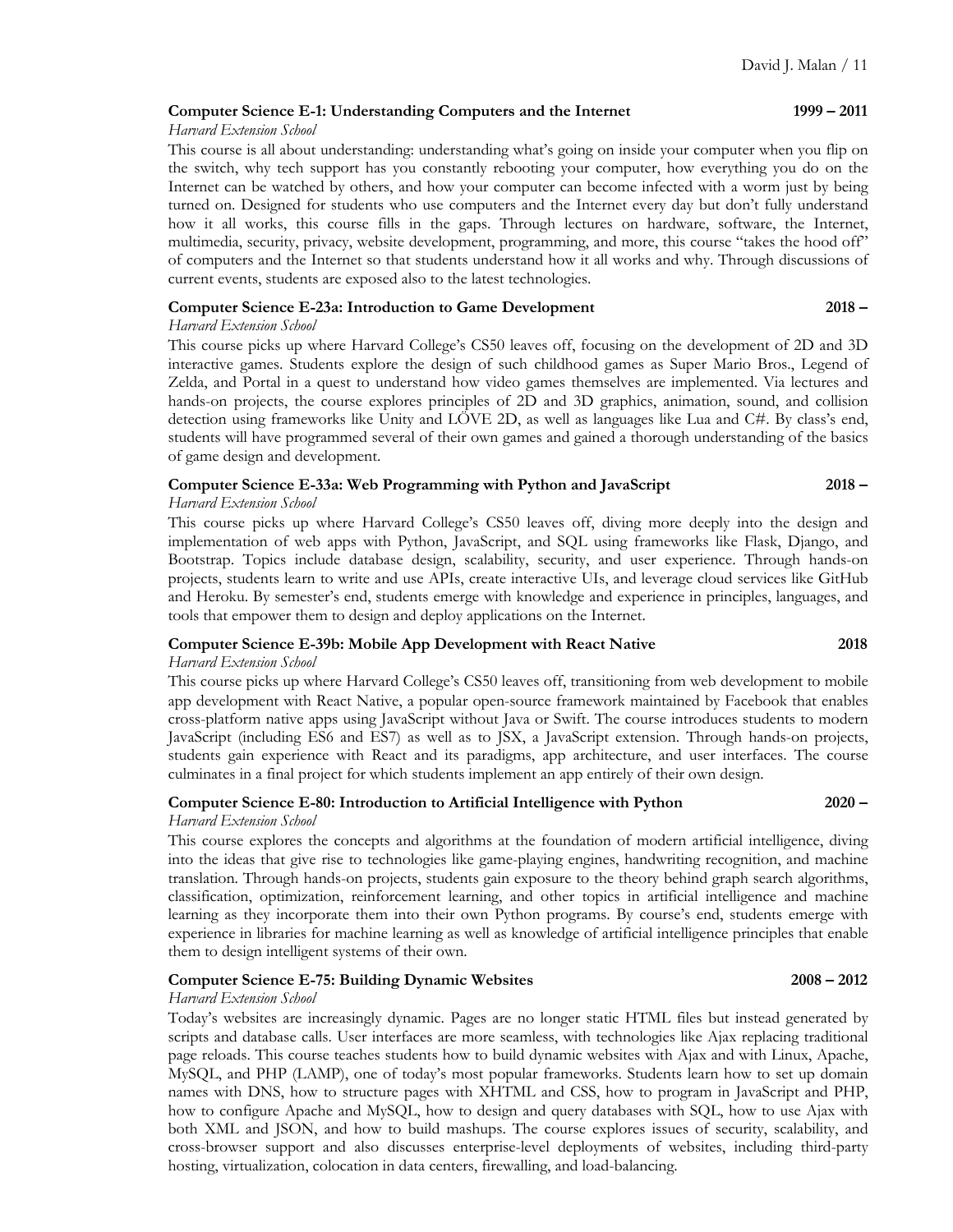**Computer Science E-1: Understanding Computers and the Internet** **1999 – 2011**
*Harvard Extension School*
This course is all about understanding: understanding what's going on inside your computer when you flip on the switch, why tech support has you constantly rebooting your computer, how everything you do on the Internet can be watched by others, and how your computer can become infected with a worm just by being turned on. Designed for students who use computers and the Internet every day but don't fully understand how it all works, this course fills in the gaps. Through lectures on hardware, software, the Internet, multimedia, security, privacy, website development, programming, and more, this course "takes the hood off" of computers and the Internet so that students understand how it all works and why. Through discussions of current events, students are exposed also to the latest technologies.

**Computer Science E-23a: Introduction to Game Development** **2018 –**
*Harvard Extension School*
This course picks up where Harvard College's CS50 leaves off, focusing on the development of 2D and 3D interactive games. Students explore the design of such childhood games as Super Mario Bros., Legend of Zelda, and Portal in a quest to understand how video games themselves are implemented. Via lectures and hands-on projects, the course explores principles of 2D and 3D graphics, animation, sound, and collision detection using frameworks like Unity and LÖVE 2D, as well as languages like Lua and C#. By class's end, students will have programmed several of their own games and gained a thorough understanding of the basics of game design and development.

**Computer Science E-33a: Web Programming with Python and JavaScript** **2018 –**
*Harvard Extension School*
This course picks up where Harvard College's CS50 leaves off, diving more deeply into the design and implementation of web apps with Python, JavaScript, and SQL using frameworks like Flask, Django, and Bootstrap. Topics include database design, scalability, security, and user experience. Through hands-on projects, students learn to write and use APIs, create interactive UIs, and leverage cloud services like GitHub and Heroku. By semester's end, students emerge with knowledge and experience in principles, languages, and tools that empower them to design and deploy applications on the Internet.

**Computer Science E-39b: Mobile App Development with React Native** **2018**
*Harvard Extension School*
This course picks up where Harvard College's CS50 leaves off, transitioning from web development to mobile app development with React Native, a popular open-source framework maintained by Facebook that enables cross-platform native apps using JavaScript without Java or Swift. The course introduces students to modern JavaScript (including ES6 and ES7) as well as to JSX, a JavaScript extension. Through hands-on projects, students gain experience with React and its paradigms, app architecture, and user interfaces. The course culminates in a final project for which students implement an app entirely of their own design.

**Computer Science E-80: Introduction to Artificial Intelligence with Python** **2020 –**
*Harvard Extension School*
This course explores the concepts and algorithms at the foundation of modern artificial intelligence, diving into the ideas that give rise to technologies like game-playing engines, handwriting recognition, and machine translation. Through hands-on projects, students gain exposure to the theory behind graph search algorithms, classification, optimization, reinforcement learning, and other topics in artificial intelligence and machine learning as they incorporate them into their own Python programs. By course's end, students emerge with experience in libraries for machine learning as well as knowledge of artificial intelligence principles that enable them to design intelligent systems of their own.

**Computer Science E-75: Building Dynamic Websites** **2008 – 2012**
*Harvard Extension School*
Today's websites are increasingly dynamic. Pages are no longer static HTML files but instead generated by scripts and database calls. User interfaces are more seamless, with technologies like Ajax replacing traditional page reloads. This course teaches students how to build dynamic websites with Ajax and with Linux, Apache, MySQL, and PHP (LAMP), one of today's most popular frameworks. Students learn how to set up domain names with DNS, how to structure pages with XHTML and CSS, how to program in JavaScript and PHP, how to configure Apache and MySQL, how to design and query databases with SQL, how to use Ajax with both XML and JSON, and how to build mashups. The course explores issues of security, scalability, and cross-browser support and also discusses enterprise-level deployments of websites, including third-party hosting, virtualization, colocation in data centers, firewalling, and load-balancing.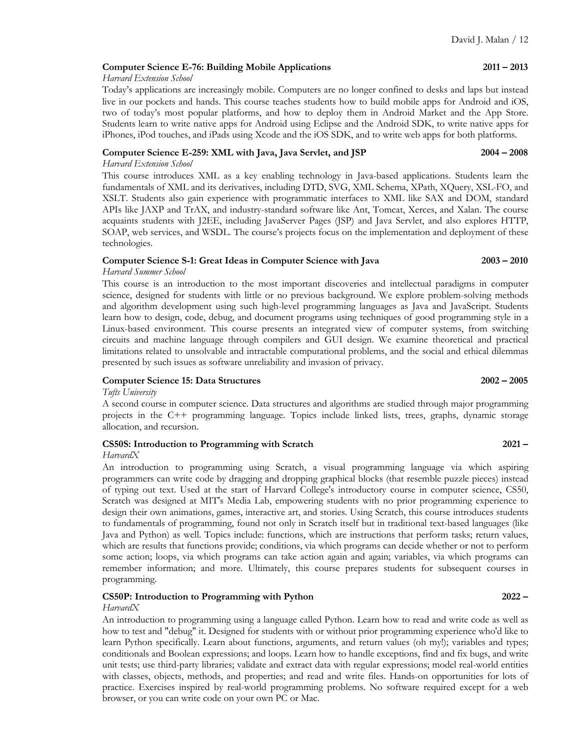**Computer Science E-76: Building Mobile Applications** **2011 – 2013**
*Harvard Extension School*
Today's applications are increasingly mobile. Computers are no longer confined to desks and laps but instead live in our pockets and hands. This course teaches students how to build mobile apps for Android and iOS, two of today's most popular platforms, and how to deploy them in Android Market and the App Store. Students learn to write native apps for Android using Eclipse and the Android SDK, to write native apps for iPhones, iPod touches, and iPads using Xcode and the iOS SDK, and to write web apps for both platforms.

**Computer Science E-259: XML with Java, Java Servlet, and JSP** **2004 – 2008**
*Harvard Extension School*
This course introduces XML as a key enabling technology in Java-based applications. Students learn the fundamentals of XML and its derivatives, including DTD, SVG, XML Schema, XPath, XQuery, XSL-FO, and XSLT. Students also gain experience with programmatic interfaces to XML like SAX and DOM, standard APIs like JAXP and TrAX, and industry-standard software like Ant, Tomcat, Xerces, and Xalan. The course acquaints students with J2EE, including JavaServer Pages (JSP) and Java Servlet, and also explores HTTP, SOAP, web services, and WSDL. The course's projects focus on the implementation and deployment of these technologies.

**Computer Science S-1: Great Ideas in Computer Science with Java** **2003 – 2010**
*Harvard Summer School*
This course is an introduction to the most important discoveries and intellectual paradigms in computer science, designed for students with little or no previous background. We explore problem-solving methods and algorithm development using such high-level programming languages as Java and JavaScript. Students learn how to design, code, debug, and document programs using techniques of good programming style in a Linux-based environment. This course presents an integrated view of computer systems, from switching circuits and machine language through compilers and GUI design. We examine theoretical and practical limitations related to unsolvable and intractable computational problems, and the social and ethical dilemmas presented by such issues as software unreliability and invasion of privacy.

**Computer Science 15: Data Structures** **2002 – 2005**
*Tufts University*
A second course in computer science. Data structures and algorithms are studied through major programming projects in the C++ programming language. Topics include linked lists, trees, graphs, dynamic storage allocation, and recursion.

**CS50S: Introduction to Programming with Scratch** **2021 –**
*HarvardX*
An introduction to programming using Scratch, a visual programming language via which aspiring programmers can write code by dragging and dropping graphical blocks (that resemble puzzle pieces) instead of typing out text. Used at the start of Harvard College's introductory course in computer science, CS50, Scratch was designed at MIT's Media Lab, empowering students with no prior programming experience to design their own animations, games, interactive art, and stories. Using Scratch, this course introduces students to fundamentals of programming, found not only in Scratch itself but in traditional text-based languages (like Java and Python) as well. Topics include: functions, which are instructions that perform tasks; return values, which are results that functions provide; conditions, via which programs can decide whether or not to perform some action; loops, via which programs can take action again and again; variables, via which programs can remember information; and more. Ultimately, this course prepares students for subsequent courses in programming.

**CS50P: Introduction to Programming with Python** **2022 –**
*HarvardX*
An introduction to programming using a language called Python. Learn how to read and write code as well as how to test and "debug" it. Designed for students with or without prior programming experience who'd like to learn Python specifically. Learn about functions, arguments, and return values (oh my!); variables and types; conditionals and Boolean expressions; and loops. Learn how to handle exceptions, find and fix bugs, and write unit tests; use third-party libraries; validate and extract data with regular expressions; model real-world entities with classes, objects, methods, and properties; and read and write files. Hands-on opportunities for lots of practice. Exercises inspired by real-world programming problems. No software required except for a web browser, or you can write code on your own PC or Mac.